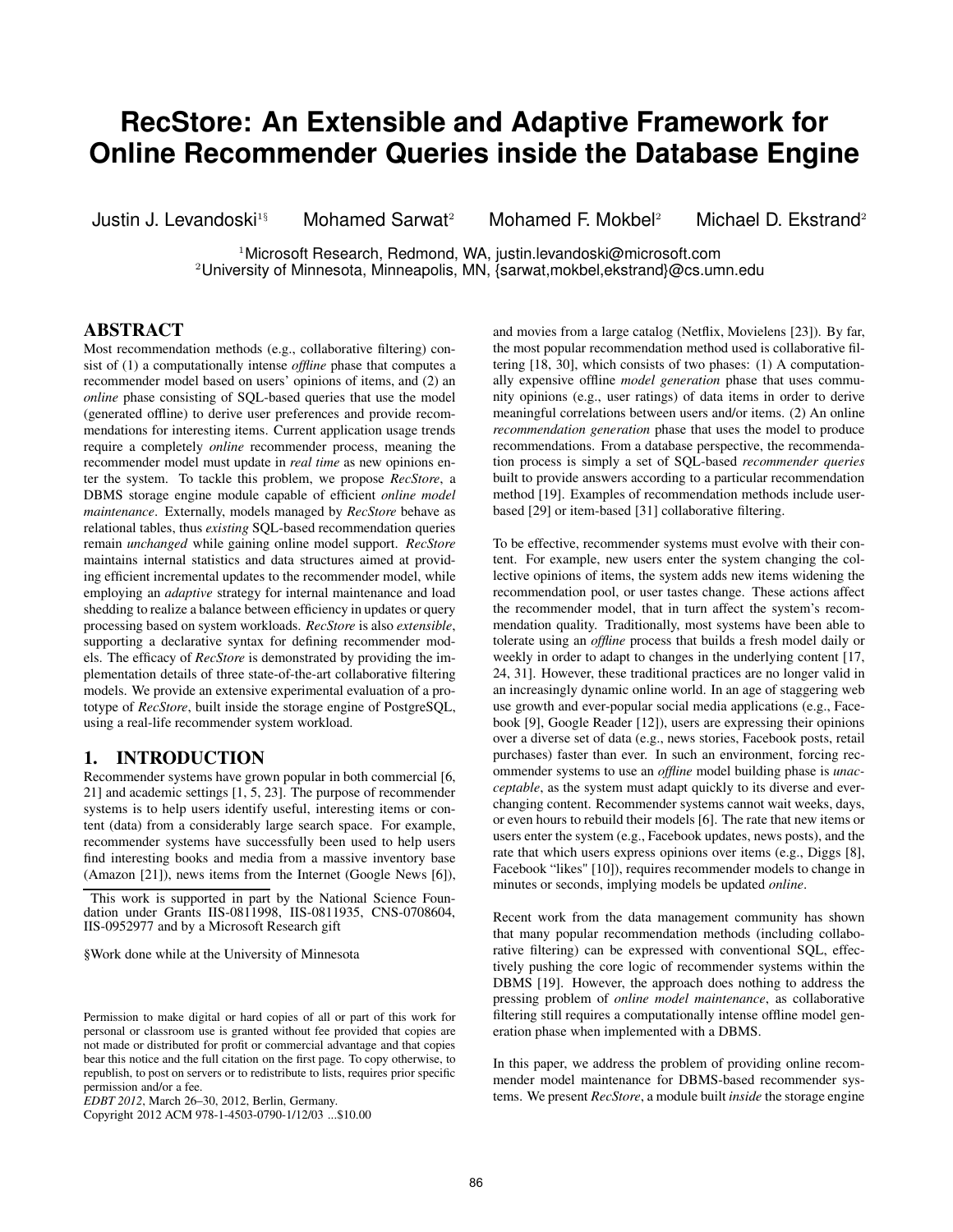# RecStore: An Extensible and Adaptive Framework for Online Recommender Queries inside the Database Engine

Justin J. Levandoski[1§] Mohamed Sarwat[2] Mohamed F. Mokbel[2] Michael D. Ekstrand[2]

[1]Microsoft Research, Redmond, WA, justin.levandoski@microsoft.com
[2]University of Minnesota, Minneapolis, MN, {sarwat,mokbel,ekstrand}@cs.umn.edu

## ABSTRACT

Most recommendation methods (e.g., collaborative filtering) consist of (1) a computationally intense *offline* phase that computes a recommender model based on users' opinions of items, and (2) an *online* phase consisting of SQL-based queries that use the model (generated offline) to derive user preferences and provide recommendations for interesting items. Current application usage trends require a completely *online* recommender process, meaning the recommender model must update in *real time* as new opinions enter the system. To tackle this problem, we propose *RecStore*, a DBMS storage engine module capable of efficient *online model maintenance*. Externally, models managed by *RecStore* behave as relational tables, thus *existing* SQL-based recommendation queries remain *unchanged* while gaining online model support. *RecStore* maintains internal statistics and data structures aimed at providing efficient incremental updates to the recommender model, while employing an *adaptive* strategy for internal maintenance and load shedding to realize a balance between efficiency in updates or query processing based on system workloads. *RecStore* is also *extensible*, supporting a declarative syntax for defining recommender models. The efficacy of *RecStore* is demonstrated by providing the implementation details of three state-of-the-art collaborative filtering models. We provide an extensive experimental evaluation of a prototype of *RecStore*, built inside the storage engine of PostgreSQL, using a real-life recommender system workload.

## 1. INTRODUCTION

Recommender systems have grown popular in both commercial [6, 21] and academic settings [1, 5, 23]. The purpose of recommender systems is to help users identify useful, interesting items or content (data) from a considerably large search space. For example, recommender systems have successfully been used to help users find interesting books and media from a massive inventory base (Amazon [21]), news items from the Internet (Google News [6]), and movies from a large catalog (Netflix, Movielens [23]). By far, the most popular recommendation method used is collaborative filtering [18, 30], which consists of two phases: (1) A computationally expensive offline *model generation* phase that uses community opinions (e.g., user ratings) of data items in order to derive meaningful correlations between users and/or items. (2) An online *recommendation generation* phase that uses the model to produce recommendations. From a database perspective, the recommendation process is simply a set of SQL-based *recommender queries* built to provide answers according to a particular recommendation method [19]. Examples of recommendation methods include user-based [29] or item-based [31] collaborative filtering.

To be effective, recommender systems must evolve with their content. For example, new users enter the system changing the collective opinions of items, the system adds new items widening the recommendation pool, or user tastes change. These actions affect the recommender model, that in turn affect the system's recommendation quality. Traditionally, most systems have been able to tolerate using an *offline* process that builds a fresh model daily or weekly in order to adapt to changes in the underlying content [17, 24, 31]. However, these traditional practices are no longer valid in an increasingly dynamic online world. In an age of staggering web use growth and ever-popular social media applications (e.g., Facebook [9], Google Reader [12]), users are expressing their opinions over a diverse set of data (e.g., news stories, Facebook posts, retail purchases) faster than ever. In such an environment, forcing recommender systems to use an *offline* model building phase is *unacceptable*, as the system must adapt quickly to its diverse and ever-changing content. Recommender systems cannot wait weeks, days, or even hours to rebuild their models [6]. The rate that new items or users enter the system (e.g., Facebook updates, news posts), and the rate that which users express opinions over items (e.g., Diggs [8], Facebook "likes" [10]), requires recommender models to change in minutes or seconds, implying models be updated *online*.

Recent work from the data management community has shown that many popular recommendation methods (including collaborative filtering) can be expressed with conventional SQL, effectively pushing the core logic of recommender systems within the DBMS [19]. However, the approach does nothing to address the pressing problem of *online model maintenance*, as collaborative filtering still requires a computationally intense offline model generation phase when implemented with a DBMS.

In this paper, we address the problem of providing online recommender model maintenance for DBMS-based recommender systems. We present *RecStore*, a module built *inside* the storage engine

This work is supported in part by the National Science Foundation under Grants IIS-0811998, IIS-0811935, CNS-0708604, IIS-0952977 and by a Microsoft Research gift

§Work done while at the University of Minnesota

Permission to make digital or hard copies of all or part of this work for personal or classroom use is granted without fee provided that copies are not made or distributed for profit or commercial advantage and that copies bear this notice and the full citation on the first page. To copy otherwise, to republish, to post on servers or to redistribute to lists, requires prior specific permission and/or a fee.
*EDBT 2012*, March 26–30, 2012, Berlin, Germany.
Copyright 2012 ACM 978-1-4503-0790-1/12/03 ...$10.00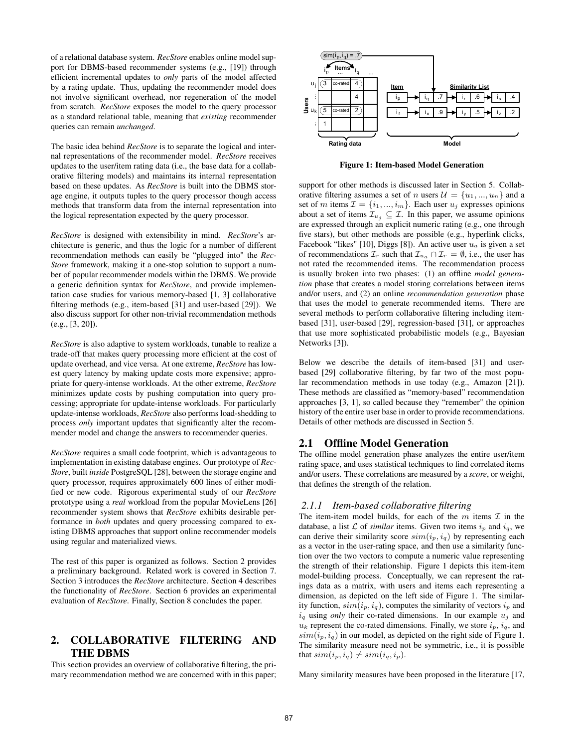of a relational database system. *RecStore* enables online model support for DBMS-based recommender systems (e.g., [19]) through efficient incremental updates to *only* parts of the model affected by a rating update. Thus, updating the recommender model does not involve significant overhead, nor regeneration of the model from scratch. *RecStore* exposes the model to the query processor as a standard relational table, meaning that *existing* recommender queries can remain *unchanged*.

The basic idea behind *RecStore* is to separate the logical and internal representations of the recommender model. *RecStore* receives updates to the user/item rating data (i.e., the base data for a collaborative filtering models) and maintains its internal representation based on these updates. As *RecStore* is built into the DBMS storage engine, it outputs tuples to the query processor though access methods that transform data from the internal representation into the logical representation expected by the query processor.

*RecStore* is designed with extensibility in mind. *RecStore*'s architecture is generic, and thus the logic for a number of different recommendation methods can easily be "plugged into" the *RecStore* framework, making it a one-stop solution to support a number of popular recommender models within the DBMS. We provide a generic definition syntax for *RecStore*, and provide implementation case studies for various memory-based [1, 3] collaborative filtering methods (e.g., item-based [31] and user-based [29]). We also discuss support for other non-trivial recommendation methods (e.g., [3, 20]).

*RecStore* is also adaptive to system workloads, tunable to realize a trade-off that makes query processing more efficient at the cost of update overhead, and vice versa. At one extreme, *RecStore* has lowest query latency by making update costs more expensive; appropriate for query-intense workloads. At the other extreme, *RecStore* minimizes update costs by pushing computation into query processing; appropriate for update-intense workloads. For particularly update-intense workloads, *RecStore* also performs load-shedding to process *only* important updates that significantly alter the recommender model and change the answers to recommender queries.

*RecStore* requires a small code footprint, which is advantageous to implementation in existing database engines. Our prototype of *RecStore*, built *inside* PostgreSQL [28], between the storage engine and query processor, requires approximately 600 lines of either modified or new code. Rigorous experimental study of our *RecStore* prototype using a *real* workload from the popular MovieLens [26] recommender system shows that *RecStore* exhibits desirable performance in *both* updates and query processing compared to existing DBMS approaches that support online recommender models using regular and materialized views.

The rest of this paper is organized as follows. Section 2 provides a preliminary background. Related work is covered in Section 7. Section 3 introduces the *RecStore* architecture. Section 4 describes the functionality of *RecStore*. Section 6 provides an experimental evaluation of *RecStore*. Finally, Section 8 concludes the paper.

## 2. COLLABORATIVE FILTERING AND THE DBMS

This section provides an overview of collaborative filtering, the primary recommendation method we are concerned with in this paper;

**Figure 1: Item-based Model Generation**

support for other methods is discussed later in Section 5. Collaborative filtering assumes a set of $n$ users $\mathcal{U} = \{u_1, ..., u_n\}$ and a set of $m$ items $\mathcal{I} = \{i_1, ..., i_m\}$. Each user $u_j$ expresses opinions about a set of items $\mathcal{I}_{u_j} \subseteq \mathcal{I}$. In this paper, we assume opinions are expressed through an explicit numeric rating (e.g., one through five stars), but other methods are possible (e.g., hyperlink clicks, Facebook "likes" [10], Diggs [8]). An active user $u_a$ is given a set of recommendations $\mathcal{I}_r$ such that $\mathcal{I}_{u_a} \cap \mathcal{I}_r = \emptyset$, i.e., the user has not rated the recommended items. The recommendation process is usually broken into two phases: (1) an offline *model generation* phase that creates a model storing correlations between items and/or users, and (2) an online *recommendation generation* phase that uses the model to generate recommended items. There are several methods to perform collaborative filtering including item-based [31], user-based [29], regression-based [31], or approaches that use more sophisticated probabilistic models (e.g., Bayesian Networks [3]).

Below we describe the details of item-based [31] and user-based [29] collaborative filtering, by far two of the most popular recommendation methods in use today (e.g., Amazon [21]). These methods are classified as "memory-based" recommendation approaches [3, 1], so called because they "remember" the opinion history of the entire user base in order to provide recommendations. Details of other methods are discussed in Section 5.

### 2.1 Offline Model Generation

The offline model generation phase analyzes the entire user/item rating space, and uses statistical techniques to find correlated items and/or users. These correlations are measured by a *score*, or weight, that defines the strength of the relation.

#### 2.1.1 Item-based collaborative filtering

The item-item model builds, for each of the $m$ items $\mathcal{I}$ in the database, a list $\mathcal{L}$ of *similar* items. Given two items $i_p$ and $i_q$, we can derive their similarity score $sim(i_p, i_q)$ by representing each as a vector in the user-rating space, and then use a similarity function over the two vectors to compute a numeric value representing the strength of their relationship. Figure 1 depicts this item-item model-building process. Conceptually, we can represent the ratings data as a matrix, with users and items each representing a dimension, as depicted on the left side of Figure 1. The similarity function, $sim(i_p, i_q)$, computes the similarity of vectors $i_p$ and $i_q$ using *only* their co-rated dimensions. In our example $u_j$ and $u_k$ represent the co-rated dimensions. Finally, we store $i_p$, $i_q$, and $sim(i_p, i_q)$ in our model, as depicted on the right side of Figure 1. The similarity measure need not be symmetric, i.e., it is possible that $sim(i_p, i_q) \neq sim(i_q, i_p)$.

Many similarity measures have been proposed in the literature [17,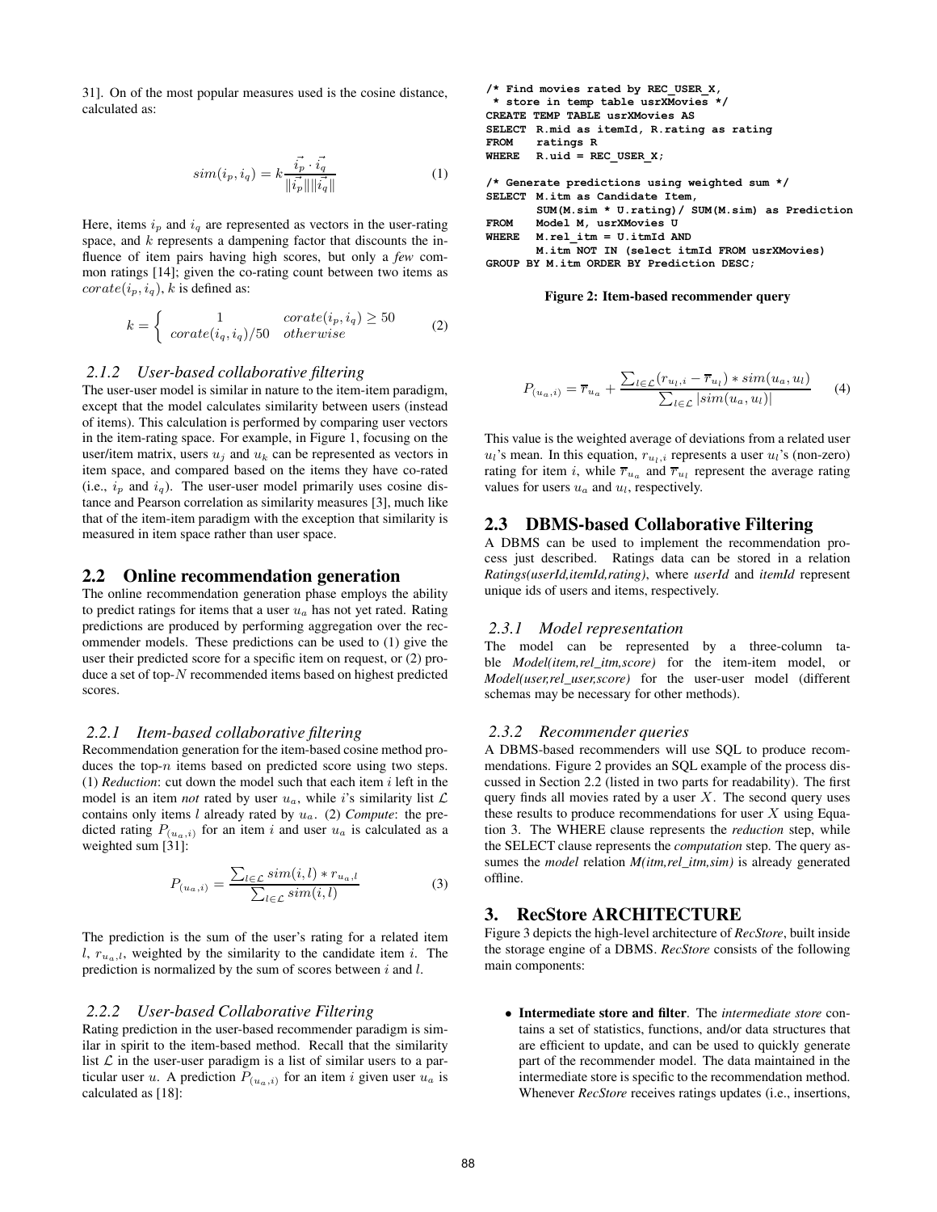31]. On of the most popular measures used is the cosine distance, calculated as:

$$sim(i_p, i_q) = k\frac{\vec{i_p} \cdot \vec{i_q}}{\|\vec{i_p}\|\|\vec{i_q}\|} \tag{1}$$

Here, items $i_p$ and $i_q$ are represented as vectors in the user-rating space, and $k$ represents a dampening factor that discounts the influence of item pairs having high scores, but only a *few* common ratings [14]; given the co-rating count between two items as $corate(i_p, i_q)$, $k$ is defined as:

$$k = \begin{cases} 1 & corate(i_p, i_q) \geq 50 \\ corate(i_q, i_q)/50 & otherwise \end{cases} \tag{2}$$

### 2.1.2 User-based collaborative filtering

The user-user model is similar in nature to the item-item paradigm, except that the model calculates similarity between users (instead of items). This calculation is performed by comparing user vectors in the item-rating space. For example, in Figure 1, focusing on the user/item matrix, users $u_j$ and $u_k$ can be represented as vectors in item space, and compared based on the items they have co-rated (i.e., $i_p$ and $i_q$). The user-user model primarily uses cosine distance and Pearson correlation as similarity measures [3], much like that of the item-item paradigm with the exception that similarity is measured in item space rather than user space.

## 2.2 Online recommendation generation

The online recommendation generation phase employs the ability to predict ratings for items that a user $u_a$ has not yet rated. Rating predictions are produced by performing aggregation over the recommender models. These predictions can be used to (1) give the user their predicted score for a specific item on request, or (2) produce a set of top-$N$ recommended items based on highest predicted scores.

### 2.2.1 Item-based collaborative filtering

Recommendation generation for the item-based cosine method produces the top-$n$ items based on predicted score using two steps. (1) *Reduction*: cut down the model such that each item $i$ left in the model is an item *not* rated by user $u_a$, while $i$'s similarity list $\mathcal{L}$ contains only items $l$ already rated by $u_a$. (2) *Compute*: the predicted rating $P_{(u_a,i)}$ for an item $i$ and user $u_a$ is calculated as a weighted sum [31]:

$$P_{(u_a,i)} = \frac{\sum_{l \in \mathcal{L}} sim(i,l) * r_{u_a,l}}{\sum_{l \in \mathcal{L}} sim(i,l)} \tag{3}$$

The prediction is the sum of the user's rating for a related item $l$, $r_{u_a,l}$, weighted by the similarity to the candidate item $i$. The prediction is normalized by the sum of scores between $i$ and $l$.

### 2.2.2 User-based Collaborative Filtering

Rating prediction in the user-based recommender paradigm is similar in spirit to the item-based method. Recall that the similarity list $\mathcal{L}$ in the user-user paradigm is a list of similar users to a particular user $u$. A prediction $P_{(u_a,i)}$ for an item $i$ given user $u_a$ is calculated as [18]:

```
/* Find movies rated by REC_USER_X,
 * store in temp table usrXMovies */
CREATE TEMP TABLE usrXMovies AS
SELECT R.mid as itemId, R.rating as rating
FROM   ratings R
WHERE  R.uid = REC_USER_X;

/* Generate predictions using weighted sum */
SELECT M.itm as Candidate Item,
       SUM(M.sim * U.rating)/ SUM(M.sim) as Prediction
FROM   Model M, usrXMovies U
WHERE  M.rel_itm = U.itmId AND
       M.itm NOT IN (select itmId FROM usrXMovies)
GROUP BY M.itm ORDER BY Prediction DESC;
```

**Figure 2: Item-based recommender query**

$$P_{(u_a,i)} = \overline{r}_{u_a} + \frac{\sum_{l \in \mathcal{L}} (r_{u_l,i} - \overline{r}_{u_l}) * sim(u_a, u_l)}{\sum_{l \in \mathcal{L}} |sim(u_a, u_l)|} \tag{4}$$

This value is the weighted average of deviations from a related user $u_l$'s mean. In this equation, $r_{u_l,i}$ represents a user $u_l$'s (non-zero) rating for item $i$, while $\overline{r}_{u_a}$ and $\overline{r}_{u_l}$ represent the average rating values for users $u_a$ and $u_l$, respectively.

## 2.3 DBMS-based Collaborative Filtering

A DBMS can be used to implement the recommendation process just described. Ratings data can be stored in a relation *Ratings(userId,itemId,rating)*, where *userId* and *itemId* represent unique ids of users and items, respectively.

### 2.3.1 Model representation

The model can be represented by a three-column table *Model(item,rel_itm,score)* for the item-item model, or *Model(user,rel_user,score)* for the user-user model (different schemas may be necessary for other methods).

### 2.3.2 Recommender queries

A DBMS-based recommenders will use SQL to produce recommendations. Figure 2 provides an SQL example of the process discussed in Section 2.2 (listed in two parts for readability). The first query finds all movies rated by a user $X$. The second query uses these results to produce recommendations for user $X$ using Equation 3. The WHERE clause represents the *reduction* step, while the SELECT clause represents the *computation* step. The query assumes the *model* relation *M(itm,rel_itm,sim)* is already generated offline.

# 3. RecStore ARCHITECTURE

Figure 3 depicts the high-level architecture of *RecStore*, built inside the storage engine of a DBMS. *RecStore* consists of the following main components:

- **Intermediate store and filter**. The *intermediate store* contains a set of statistics, functions, and/or data structures that are efficient to update, and can be used to quickly generate part of the recommender model. The data maintained in the intermediate store is specific to the recommendation method. Whenever *RecStore* receives ratings updates (i.e., insertions,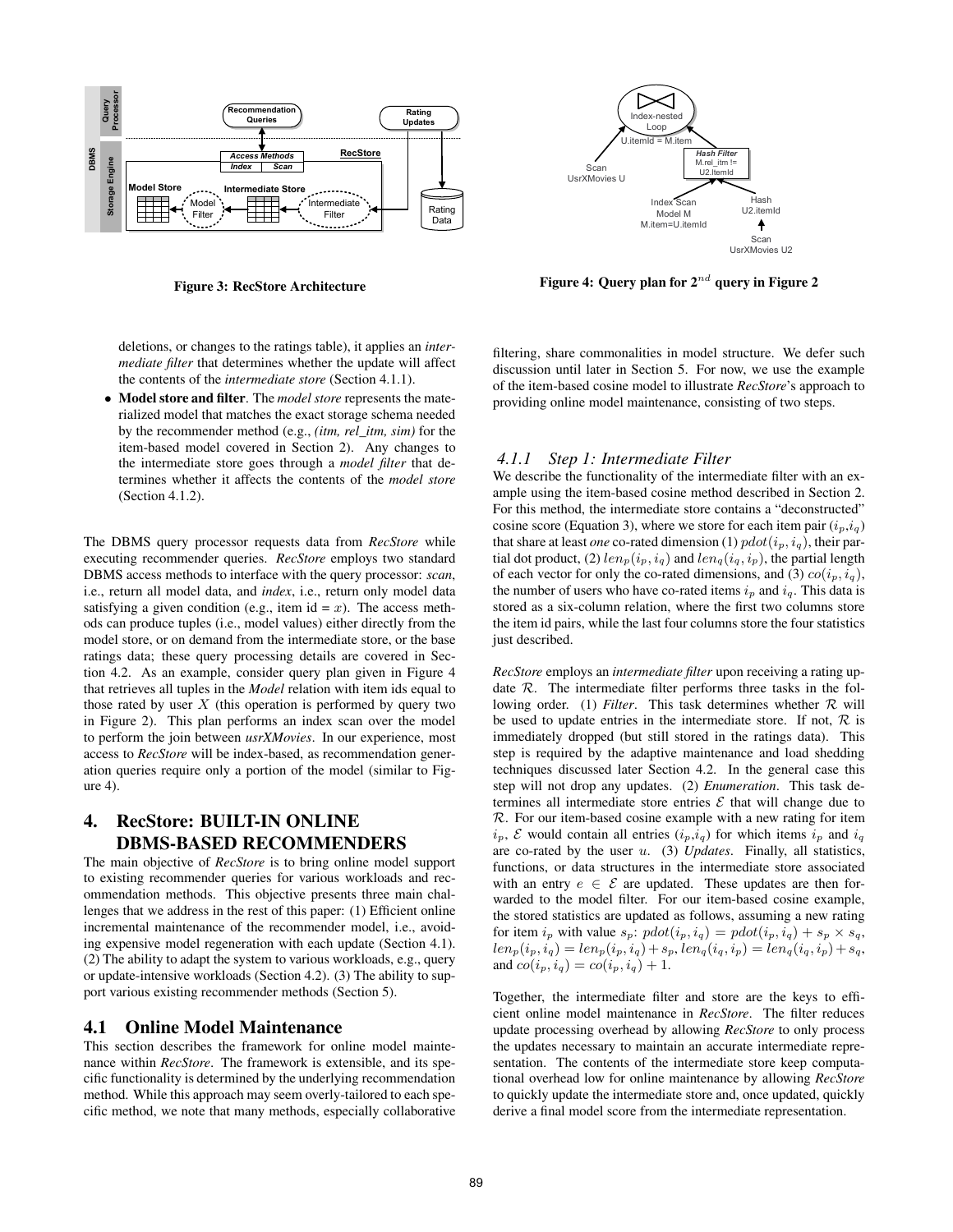Figure 3: RecStore Architecture

Figure 4: Query plan for $2^{nd}$ query in Figure 2

deletions, or changes to the ratings table), it applies an *intermediate filter* that determines whether the update will affect the contents of the *intermediate store* (Section 4.1.1).

- **Model store and filter**. The *model store* represents the materialized model that matches the exact storage schema needed by the recommender method (e.g., *(itm, rel_itm, sim)* for the item-based model covered in Section 2). Any changes to the intermediate store goes through a *model filter* that determines whether it affects the contents of the *model store* (Section 4.1.2).

The DBMS query processor requests data from *RecStore* while executing recommender queries. *RecStore* employs two standard DBMS access methods to interface with the query processor: *scan*, i.e., return all model data, and *index*, i.e., return only model data satisfying a given condition (e.g., item id = $x$). The access methods can produce tuples (i.e., model values) either directly from the model store, or on demand from the intermediate store, or the base ratings data; these query processing details are covered in Section 4.2. As an example, consider query plan given in Figure 4 that retrieves all tuples in the *Model* relation with item ids equal to those rated by user $X$ (this operation is performed by query two in Figure 2). This plan performs an index scan over the model to perform the join between *usrXMovies*. In our experience, most access to *RecStore* will be index-based, as recommendation generation queries require only a portion of the model (similar to Figure 4).

# 4. RecStore: BUILT-IN ONLINE DBMS-BASED RECOMMENDERS

The main objective of *RecStore* is to bring online model support to existing recommender queries for various workloads and recommendation methods. This objective presents three main challenges that we address in the rest of this paper: (1) Efficient online incremental maintenance of the recommender model, i.e., avoiding expensive model regeneration with each update (Section 4.1). (2) The ability to adapt the system to various workloads, e.g., query or update-intensive workloads (Section 4.2). (3) The ability to support various existing recommender methods (Section 5).

## 4.1 Online Model Maintenance

This section describes the framework for online model maintenance within *RecStore*. The framework is extensible, and its specific functionality is determined by the underlying recommendation method. While this approach may seem overly-tailored to each specific method, we note that many methods, especially collaborative filtering, share commonalities in model structure. We defer such discussion until later in Section 5. For now, we use the example of the item-based cosine model to illustrate *RecStore*'s approach to providing online model maintenance, consisting of two steps.

### 4.1.1 Step 1: Intermediate Filter

We describe the functionality of the intermediate filter with an example using the item-based cosine method described in Section 2. For this method, the intermediate store contains a "deconstructed" cosine score (Equation 3), where we store for each item pair $(i_p, i_q)$ that share at least *one* co-rated dimension (1) $pdot(i_p, i_q)$, their partial dot product, (2) $len_p(i_p, i_q)$ and $len_q(i_q, i_p)$, the partial length of each vector for only the co-rated dimensions, and (3) $co(i_p, i_q)$, the number of users who have co-rated items $i_p$ and $i_q$. This data is stored as a six-column relation, where the first two columns store the item id pairs, while the last four columns store the four statistics just described.

*RecStore* employs an *intermediate filter* upon receiving a rating update $\mathcal{R}$. The intermediate filter performs three tasks in the following order. (1) *Filter*. This task determines whether $\mathcal{R}$ will be used to update entries in the intermediate store. If not, $\mathcal{R}$ is immediately dropped (but still stored in the ratings data). This step is required by the adaptive maintenance and load shedding techniques discussed later Section 4.2. In the general case this step will not drop any updates. (2) *Enumeration*. This task determines all intermediate store entries $\mathcal{E}$ that will change due to $\mathcal{R}$. For our item-based cosine example with a new rating for item $i_p$, $\mathcal{E}$ would contain all entries $(i_p, i_q)$ for which items $i_p$ and $i_q$ are co-rated by the user $u$. (3) *Updates*. Finally, all statistics, functions, or data structures in the intermediate store associated with an entry $e \in \mathcal{E}$ are updated. These updates are then forwarded to the model filter. For our item-based cosine example, the stored statistics are updated as follows, assuming a new rating for item $i_p$ with value $s_p$: $pdot(i_p, i_q) = pdot(i_p, i_q) + s_p \times s_q$, $len_p(i_p, i_q) = len_p(i_p, i_q) + s_p$, $len_q(i_q, i_p) = len_q(i_q, i_p) + s_q$, and $co(i_p, i_q) = co(i_p, i_q) + 1$.

Together, the intermediate filter and store are the keys to efficient online model maintenance in *RecStore*. The filter reduces update processing overhead by allowing *RecStore* to only process the updates necessary to maintain an accurate intermediate representation. The contents of the intermediate store keep computational overhead low for online maintenance by allowing *RecStore* to quickly update the intermediate store and, once updated, quickly derive a final model score from the intermediate representation.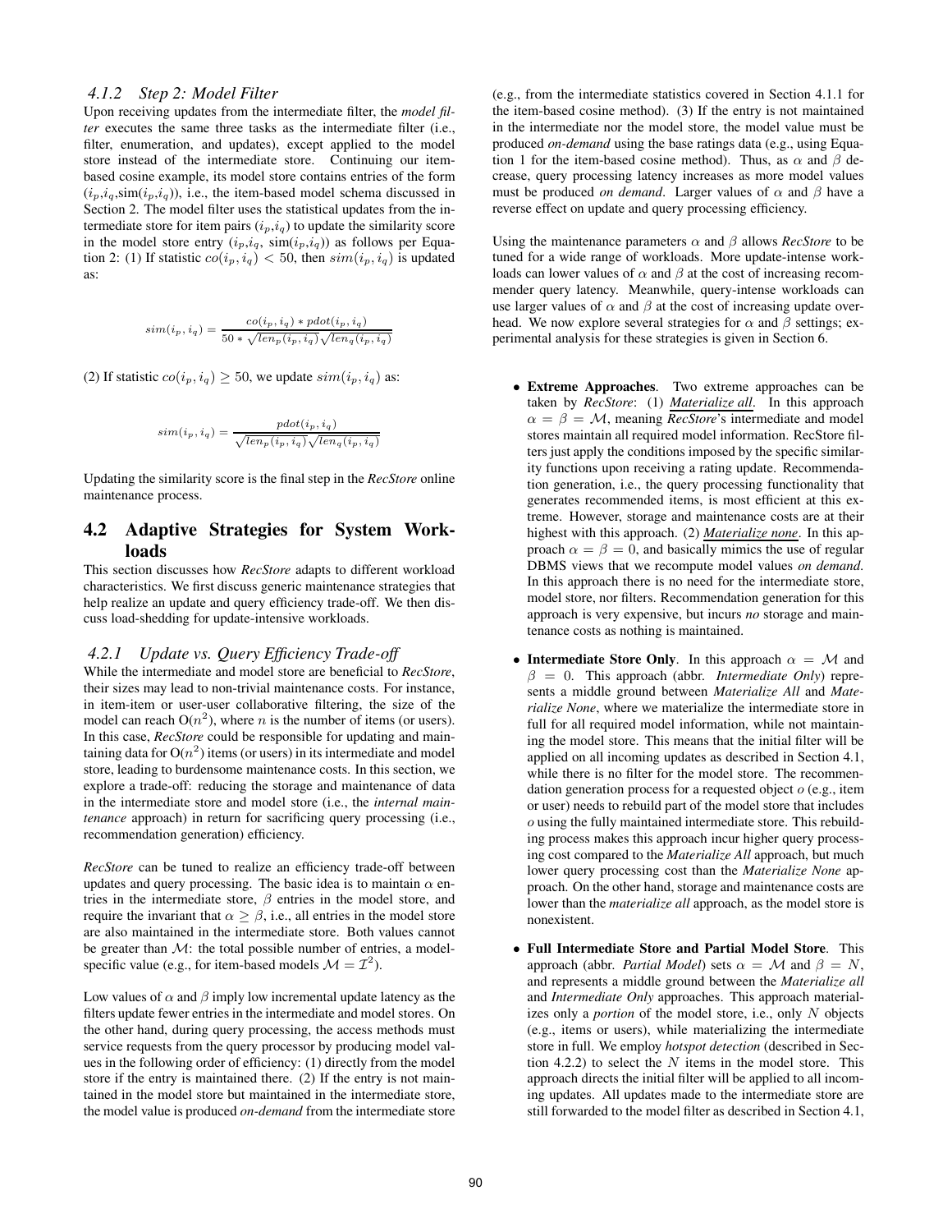#### 4.1.2 Step 2: Model Filter

Upon receiving updates from the intermediate filter, the *model filter* executes the same three tasks as the intermediate filter (i.e., filter, enumeration, and updates), except applied to the model store instead of the intermediate store. Continuing our item-based cosine example, its model store contains entries of the form ($i_p$,$i_q$,sim($i_p$,$i_q$)), i.e., the item-based model schema discussed in Section 2. The model filter uses the statistical updates from the intermediate store for item pairs ($i_p$,$i_q$) to update the similarity score in the model store entry ($i_p$,$i_q$, sim($i_p$,$i_q$)) as follows per Equation 2: (1) If statistic $co(i_p, i_q) < 50$, then $sim(i_p, i_q)$ is updated as:

$$sim(i_p, i_q) = \frac{co(i_p, i_q) * pdot(i_p, i_q)}{50 * \sqrt{len_p(i_p, i_q)}\sqrt{len_q(i_p, i_q)}}$$

(2) If statistic $co(i_p, i_q) \geq 50$, we update $sim(i_p, i_q)$ as:

$$sim(i_p, i_q) = \frac{pdot(i_p, i_q)}{\sqrt{len_p(i_p, i_q)}\sqrt{len_q(i_p, i_q)}}$$

Updating the similarity score is the final step in the *RecStore* online maintenance process.

## 4.2 Adaptive Strategies for System Workloads

This section discusses how *RecStore* adapts to different workload characteristics. We first discuss generic maintenance strategies that help realize an update and query efficiency trade-off. We then discuss load-shedding for update-intensive workloads.

#### 4.2.1 Update vs. Query Efficiency Trade-off

While the intermediate and model store are beneficial to *RecStore*, their sizes may lead to non-trivial maintenance costs. For instance, in item-item or user-user collaborative filtering, the size of the model can reach O($n^2$), where $n$ is the number of items (or users). In this case, *RecStore* could be responsible for updating and maintaining data for O($n^2$) items (or users) in its intermediate and model store, leading to burdensome maintenance costs. In this section, we explore a trade-off: reducing the storage and maintenance of data in the intermediate store and model store (i.e., the *internal maintenance* approach) in return for sacrificing query processing (i.e., recommendation generation) efficiency.

*RecStore* can be tuned to realize an efficiency trade-off between updates and query processing. The basic idea is to maintain $\alpha$ entries in the intermediate store, $\beta$ entries in the model store, and require the invariant that $\alpha \geq \beta$, i.e., all entries in the model store are also maintained in the intermediate store. Both values cannot be greater than $\mathcal{M}$: the total possible number of entries, a model-specific value (e.g., for item-based models $\mathcal{M} = \mathcal{I}^2$).

Low values of $\alpha$ and $\beta$ imply low incremental update latency as the filters update fewer entries in the intermediate and model stores. On the other hand, during query processing, the access methods must service requests from the query processor by producing model values in the following order of efficiency: (1) directly from the model store if the entry is maintained there. (2) If the entry is not maintained in the model store but maintained in the intermediate store, the model value is produced *on-demand* from the intermediate store (e.g., from the intermediate statistics covered in Section 4.1.1 for the item-based cosine method). (3) If the entry is not maintained in the intermediate nor the model store, the model value must be produced *on-demand* using the base ratings data (e.g., using Equation 1 for the item-based cosine method). Thus, as $\alpha$ and $\beta$ decrease, query processing latency increases as more model values must be produced *on demand*. Larger values of $\alpha$ and $\beta$ have a reverse effect on update and query processing efficiency.

Using the maintenance parameters $\alpha$ and $\beta$ allows *RecStore* to be tuned for a wide range of workloads. More update-intense workloads can lower values of $\alpha$ and $\beta$ at the cost of increasing recommender query latency. Meanwhile, query-intense workloads can use larger values of $\alpha$ and $\beta$ at the cost of increasing update overhead. We now explore several strategies for $\alpha$ and $\beta$ settings; experimental analysis for these strategies is given in Section 6.

- **Extreme Approaches**. Two extreme approaches can be taken by *RecStore*: (1) ***Materialize all***. In this approach $\alpha = \beta = \mathcal{M}$, meaning *RecStore*'s intermediate and model stores maintain all required model information. RecStore filters just apply the conditions imposed by the specific similarity functions upon receiving a rating update. Recommendation generation, i.e., the query processing functionality that generates recommended items, is most efficient at this extreme. However, storage and maintenance costs are at their highest with this approach. (2) ***Materialize none***. In this approach $\alpha = \beta = 0$, and basically mimics the use of regular DBMS views that we recompute model values *on demand*. In this approach there is no need for the intermediate store, model store, nor filters. Recommendation generation for this approach is very expensive, but incurs *no* storage and maintenance costs as nothing is maintained.
- **Intermediate Store Only**. In this approach $\alpha = \mathcal{M}$ and $\beta = 0$. This approach (abbr. *Intermediate Only*) represents a middle ground between *Materialize All* and *Materialize None*, where we materialize the intermediate store in full for all required model information, while not maintaining the model store. This means that the initial filter will be applied on all incoming updates as described in Section 4.1, while there is no filter for the model store. The recommendation generation process for a requested object $o$ (e.g., item or user) needs to rebuild part of the model store that includes $o$ using the fully maintained intermediate store. This rebuilding process makes this approach incur higher query processing cost compared to the *Materialize All* approach, but much lower query processing cost than the *Materialize None* approach. On the other hand, storage and maintenance costs are lower than the *materialize all* approach, as the model store is nonexistent.
- **Full Intermediate Store and Partial Model Store**. This approach (abbr. *Partial Model*) sets $\alpha = \mathcal{M}$ and $\beta = N$, and represents a middle ground between the *Materialize all* and *Intermediate Only* approaches. This approach materializes only a *portion* of the model store, i.e., only $N$ objects (e.g., items or users), while materializing the intermediate store in full. We employ *hotspot detection* (described in Section 4.2.2) to select the $N$ items in the model store. This approach directs the initial filter will be applied to all incoming updates. All updates made to the intermediate store are still forwarded to the model filter as described in Section 4.1,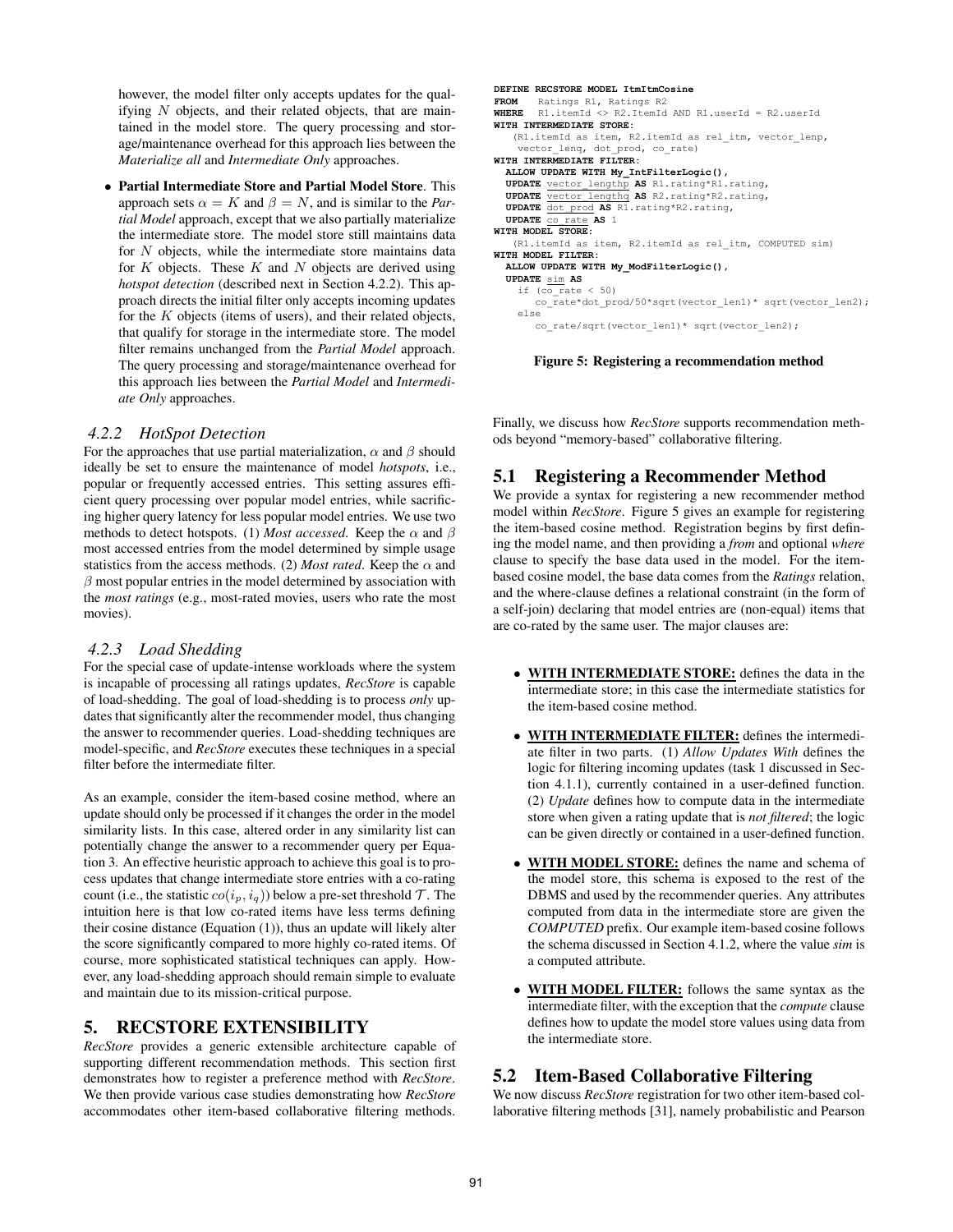however, the model filter only accepts updates for the qualifying $N$ objects, and their related objects, that are maintained in the model store. The query processing and storage/maintenance overhead for this approach lies between the *Materialize all* and *Intermediate Only* approaches.

- **Partial Intermediate Store and Partial Model Store**. This approach sets $\alpha = K$ and $\beta = N$, and is similar to the *Partial Model* approach, except that we also partially materialize the intermediate store. The model store still maintains data for $N$ objects, while the intermediate store maintains data for $K$ objects. These $K$ and $N$ objects are derived using *hotspot detection* (described next in Section 4.2.2). This approach directs the initial filter only accepts incoming updates for the $K$ objects (items of users), and their related objects, that qualify for storage in the intermediate store. The model filter remains unchanged from the *Partial Model* approach. The query processing and storage/maintenance overhead for this approach lies between the *Partial Model* and *Intermediate Only* approaches.

### 4.2.2 HotSpot Detection

For the approaches that use partial materialization, $\alpha$ and $\beta$ should ideally be set to ensure the maintenance of model *hotspots*, i.e., popular or frequently accessed entries. This setting assures efficient query processing over popular model entries, while sacrificing higher query latency for less popular model entries. We use two methods to detect hotspots. (1) *Most accessed*. Keep the $\alpha$ and $\beta$ most accessed entries from the model determined by simple usage statistics from the access methods. (2) *Most rated*. Keep the $\alpha$ and $\beta$ most popular entries in the model determined by association with the *most ratings* (e.g., most-rated movies, users who rate the most movies).

### 4.2.3 Load Shedding

For the special case of update-intense workloads where the system is incapable of processing all ratings updates, *RecStore* is capable of load-shedding. The goal of load-shedding is to process *only* updates that significantly alter the recommender model, thus changing the answer to recommender queries. Load-shedding techniques are model-specific, and *RecStore* executes these techniques in a special filter before the intermediate filter.

As an example, consider the item-based cosine method, where an update should only be processed if it changes the order in the model similarity lists. In this case, altered order in any similarity list can potentially change the answer to a recommender query per Equation 3. An effective heuristic approach to achieve this goal is to process updates that change intermediate store entries with a co-rating count (i.e., the statistic $co(i_p, i_q)$) below a pre-set threshold $\mathcal{T}$. The intuition here is that low co-rated items have less terms defining their cosine distance (Equation (1)), thus an update will likely alter the score significantly compared to more highly co-rated items. Of course, more sophisticated statistical techniques can apply. However, any load-shedding approach should remain simple to evaluate and maintain due to its mission-critical purpose.

## 5. RECSTORE EXTENSIBILITY

*RecStore* provides a generic extensible architecture capable of supporting different recommendation methods. This section first demonstrates how to register a preference method with *RecStore*. We then provide various case studies demonstrating how *RecStore* accommodates other item-based collaborative filtering methods.

```
DEFINE RECSTORE MODEL ItmItmCosine
FROM   Ratings R1, Ratings R2
WHERE  R1.itemId <> R2.ItemId AND R1.userId = R2.userId
WITH INTERMEDIATE STORE:
   (R1.itemId as item, R2.itemId as rel_itm, vector_lenp,
    vector_lenq, dot_prod, co_rate)
WITH INTERMEDIATE FILTER:
  ALLOW UPDATE WITH My_IntFilterLogic(),
  UPDATE vector_lengthp AS R1.rating*R1.rating,
  UPDATE vector_lengthq AS R2.rating*R2.rating,
  UPDATE dot_prod AS R1.rating*R2.rating,
  UPDATE co_rate AS 1
WITH MODEL STORE:
   (R1.itemId as item, R2.itemId as rel_itm, COMPUTED sim)
WITH MODEL FILTER:
  ALLOW UPDATE WITH My_ModFilterLogic(),
  UPDATE sim AS
    if (co_rate < 50)
      co_rate*dot_prod/50*sqrt(vector_len1)* sqrt(vector_len2);
    else
      co_rate/sqrt(vector_len1)* sqrt(vector_len2);
```

**Figure 5: Registering a recommendation method**

Finally, we discuss how *RecStore* supports recommendation methods beyond "memory-based" collaborative filtering.

## 5.1 Registering a Recommender Method

We provide a syntax for registering a new recommender method within *RecStore*. Figure 5 gives an example for registering the item-based cosine method. Registration begins by first defining the model name, and then providing a *from* and optional *where* clause to specify the base data used in the model. For the item-based cosine model, the base data comes from the *Ratings* relation, and the where-clause defines a relational constraint (in the form of a self-join) declaring that model entries are (non-equal) items that are co-rated by the same user. The major clauses are:

- **WITH INTERMEDIATE STORE:** defines the data in the intermediate store; in this case the intermediate statistics for the item-based cosine method.
- **WITH INTERMEDIATE FILTER:** defines the intermediate filter in two parts. (1) *Allow Updates With* defines the logic for filtering incoming updates (task 1 discussed in Section 4.1.1), currently contained in a user-defined function. (2) *Update* defines how to compute data in the intermediate store when given a rating update that is *not filtered*; the logic can be given directly or contained in a user-defined function.
- **WITH MODEL STORE:** defines the name and schema of the model store, this schema is exposed to the rest of the DBMS and used by the recommender queries. Any attributes computed from data in the intermediate store are given the *COMPUTED* prefix. Our example item-based cosine follows the schema discussed in Section 4.1.2, where the value *sim* is a computed attribute.
- **WITH MODEL FILTER:** follows the same syntax as the intermediate filter, with the exception that the *compute* clause defines how to update the model store values using data from the intermediate store.

## 5.2 Item-Based Collaborative Filtering

We now discuss *RecStore* registration for two other item-based collaborative filtering methods [31], namely probabilistic and Pearson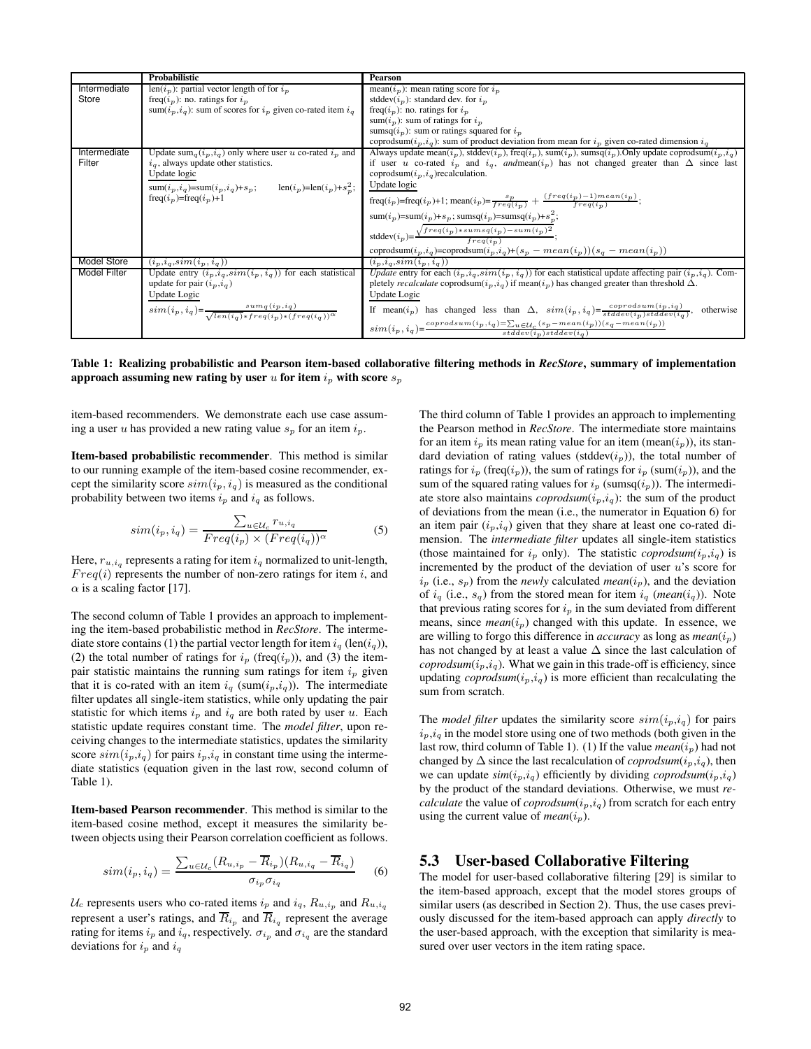| | Probabilistic | Pearson |
|---|---|---|
| Intermediate Store | len($i_p$): partial vector length of for $i_p$<br>freq($i_p$): no. ratings for $i_p$<br>sum($i_p$,$i_q$): sum of scores for $i_p$ given co-rated item $i_q$ | mean($i_p$): mean rating score for $i_p$<br>stddev($i_p$): standard dev. for $i_p$<br>freq($i_p$): no. ratings for $i_p$<br>sum($i_p$): sum of ratings for $i_p$<br>sumsq($i_p$): sum or ratings squared for $i_p$<br>coprodsum($i_p$,$i_q$): sum of product deviation from mean for $i_p$ given co-rated dimension $i_q$ |
| Intermediate Filter | Update sum$_q$($i_p$,$i_q$) only where user $u$ co-rated $i_p$ and $i_q$, always update other statistics.<br>Update logic<br>sum($i_p$,$i_q$)=sum($i_p$,$i_q$)+$s_p$; len($i_p$)=len($i_p$)+$s_p^2$; freq($i_p$)=freq($i_p$)+1 | Always update mean($i_p$), stddev($i_p$), freq($i_p$), sum($i_p$), sumsq($i_p$).Only update coprodsum($i_p$,$i_q$) if user $u$ co-rated $i_p$ and $i_q$, *and*mean($i_p$) has not changed greater than $\Delta$ since last coprodsum($i_p$,$i_q$)recalculation.<br>Update logic<br>freq($i_p$)=freq($i_p$)+1; mean($i_p$)=$\frac{s_p}{freq(i_p)} + \frac{(freq(i_p)-1)mean(i_p)}{freq(i_p)}$;<br>sum($i_p$)=sum($i_p$)+$s_p$; sumsq($i_p$)=sumsq($i_p$)+$s_p^2$;<br>stddev($i_p$)=$\frac{\sqrt{freq(i_p)*sumsq(i_p)-sum(i_p)^2}}{freq(i_p)}$;<br>coprodsum($i_p$,$i_q$)=coprodsum($i_p$,$i_q$)+$(s_p - mean(i_p))(s_q - mean(i_p))$ |
| Model Store | $(i_p,i_q,sim(i_p,i_q))$ | $(i_p,i_q,sim(i_p,i_q))$ |
| Model Filter | Update entry $(i_p,i_q,sim(i_p,i_q))$ for each statistical update for pair $(i_p,i_q)$<br>Update Logic<br>$sim(i_p,i_q)=\frac{sum_q(i_p,i_q)}{\sqrt{len(i_q)*freq(i_p)*(freq(i_q))^{\alpha}}}$ | *Update* entry for each $(i_p,i_q,sim(i_p,i_q))$ for each statistical update affecting pair $(i_p,i_q)$. Completely *recalculate* coprodsum($i_p$,$i_q$) if mean($i_p$) has changed greater than threshold $\Delta$.<br>Update Logic<br>If mean($i_p$) has changed less than $\Delta$, $sim(i_p,i_q)=\frac{coprodsum(i_p,i_q)}{stddev(i_p)stddev(i_q)}$, otherwise $sim(i_p,i_q)=\frac{coprodsum(i_p,i_q)=\sum_{u\in\mathcal{U}_c}(s_p-mean(i_p))(s_q-mean(i_p))}{stddev(i_p)stddev(i_q)}$ |

**Table 1: Realizing probabilistic and Pearson item-based collaborative filtering methods in *RecStore*, summary of implementation approach assuming new rating by user $u$ for item $i_p$ with score $s_p$**

item-based recommenders. We demonstrate each use case assuming a user $u$ has provided a new rating value $s_p$ for an item $i_p$.

**Item-based probabilistic recommender**. This method is similar to our running example of the item-based cosine recommender, except the similarity score $sim(i_p, i_q)$ is measured as the conditional probability between two items $i_p$ and $i_q$ as follows.

$$sim(i_p, i_q) = \frac{\sum_{u\in\mathcal{U}_c} r_{u,i_q}}{Freq(i_p) \times (Freq(i_q))^{\alpha}} \tag{5}$$

Here, $r_{u,i_q}$ represents a rating for item $i_q$ normalized to unit-length, $Freq(i)$ represents the number of non-zero ratings for item $i$, and $\alpha$ is a scaling factor [17].

The second column of Table 1 provides an approach to implementing the item-based probabilistic method in *RecStore*. The intermediate store contains (1) the partial vector length for item $i_q$ (len($i_q$)), (2) the total number of ratings for $i_p$ (freq($i_p$)), and (3) the item-pair statistic maintains the running sum ratings for item $i_p$ given that it is co-rated with an item $i_q$ (sum($i_p$,$i_q$)). The intermediate filter updates all single-item statistics, while only updating the pair statistic for which items $i_p$ and $i_q$ are both rated by user $u$. Each statistic update requires constant time. The *model filter*, upon receiving changes to the intermediate statistics, updates the similarity score $sim(i_p,i_q)$ for pairs $i_p$,$i_q$ in constant time using the intermediate statistics (equation given in the last row, second column of Table 1).

**Item-based Pearson recommender**. This method is similar to the item-based cosine method, except it measures the similarity between objects using their Pearson correlation coefficient as follows.

$$sim(i_p, i_q) = \frac{\sum_{u\in\mathcal{U}_c}(R_{u,i_p} - \overline{R}_{i_p})(R_{u,i_q} - \overline{R}_{i_q})}{\sigma_{i_p}\sigma_{i_q}} \tag{6}$$

$\mathcal{U}_c$ represents users who co-rated items $i_p$ and $i_q$, $R_{u,i_p}$ and $R_{u,i_q}$ represent a user's ratings, and $\overline{R}_{i_p}$ and $\overline{R}_{i_q}$ represent the average rating for items $i_p$ and $i_q$, respectively. $\sigma_{i_p}$ and $\sigma_{i_q}$ are the standard deviations for $i_p$ and $i_q$

The third column of Table 1 provides an approach to implementing the Pearson method in *RecStore*. The intermediate store maintains for an item $i_p$ its mean rating value for an item (mean($i_p$)), its standard deviation of rating values (stddev($i_p$)), the total number of ratings for $i_p$ (freq($i_p$)), the sum of ratings for $i_p$ (sum($i_p$)), and the sum of the squared rating values for $i_p$ (sumsq($i_p$)). The intermediate store also maintains *coprodsum*($i_p$,$i_q$): the sum of the product of deviations from the mean (i.e., the numerator in Equation 6) for an item pair $(i_p$,$i_q)$ given that they share at least one co-rated dimension. The *intermediate filter* updates all single-item statistics (those maintained for $i_p$ only). The statistic *coprodsum*($i_p$,$i_q$) is incremented by the product of the deviation of user $u$'s score for $i_p$ (i.e., $s_p$) from the *newly* calculated *mean*($i_p$), and the deviation of $i_q$ (i.e., $s_q$) from the stored mean for item $i_q$ (*mean*($i_q$)). Note that previous rating scores for $i_p$ in the sum deviated from different means, since *mean*($i_p$) changed with this update. In essence, we are willing to forgo this difference in *accuracy* as long as *mean*($i_p$) has not changed by at least a value $\Delta$ since the last calculation of *coprodsum*($i_p$,$i_q$). What we gain in this trade-off is efficiency, since updating *coprodsum*($i_p$,$i_q$) is more efficient than recalculating the sum from scratch.

The *model filter* updates the similarity score $sim(i_p$,$i_q)$ for pairs $i_p$,$i_q$ in the model store using one of two methods (both given in the last row, third column of Table 1). (1) If the value *mean*($i_p$) had not changed by $\Delta$ since the last recalculation of *coprodsum*($i_p$,$i_q$), then we can update *sim*($i_p$,$i_q$) efficiently by dividing *coprodsum*($i_p$,$i_q$) by the product of the standard deviations. Otherwise, we must *recalculate* the value of *coprodsum*($i_p$,$i_q$) from scratch for each entry using the current value of *mean*($i_p$).

## 5.3 User-based Collaborative Filtering

The model for user-based collaborative filtering [29] is similar to the item-based approach, except that the model stores groups of similar users (as described in Section 2). Thus, the use cases previously discussed for the item-based approach can apply *directly* to the user-based approach, with the exception that similarity is measured over user vectors in the item rating space.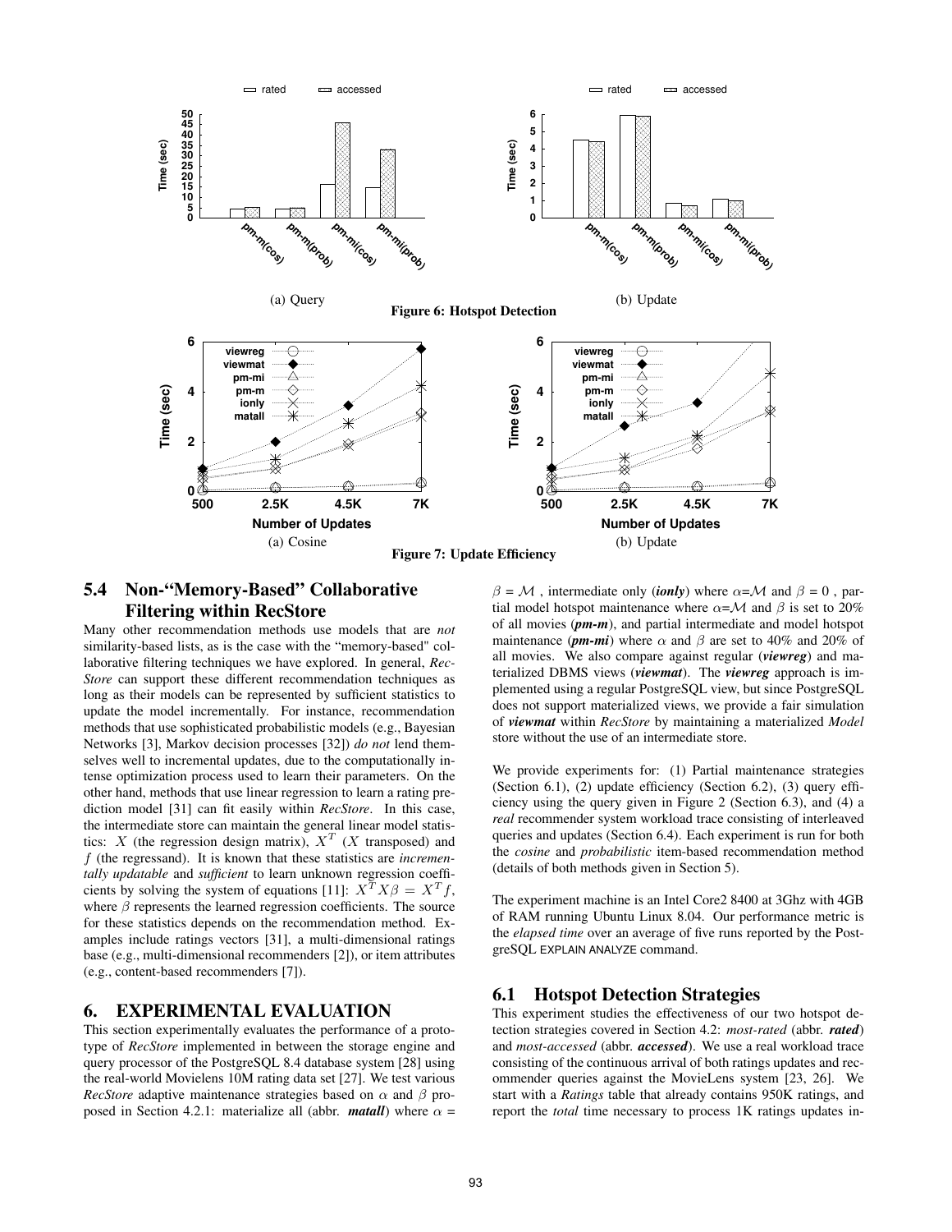(a) Query

(b) Update

**Figure 6: Hotspot Detection**

(a) Cosine

(b) Update

**Figure 7: Update Efficiency**

### 5.4 Non-"Memory-Based" Collaborative Filtering within RecStore

Many other recommendation methods use models that are *not* similarity-based lists, as is the case with the "memory-based" collaborative filtering techniques we have explored. In general, *RecStore* can support these different recommendation techniques as long as their models can be represented by sufficient statistics to update the model incrementally. For instance, recommendation methods that use sophisticated probabilistic models (e.g., Bayesian Networks [3], Markov decision processes [32]) *do not* lend themselves well to incremental updates, due to the computationally intense optimization process used to learn their parameters. On the other hand, methods that use linear regression to learn a rating prediction model [31] can fit easily within *RecStore*. In this case, the intermediate store can maintain the general linear model statistics: $X$ (the regression design matrix), $X^T$ ($X$ transposed) and $f$ (the regressand). It is known that these statistics are *incrementally updatable* and *sufficient* to learn unknown regression coefficients by solving the system of equations [11]: $X^T X\beta = X^T f$, where $\beta$ represents the learned regression coefficients. The source for these statistics depends on the recommendation method. Examples include ratings vectors [31], a multi-dimensional ratings base (e.g., multi-dimensional recommenders [2]), or item attributes (e.g., content-based recommenders [7]).

## 6. EXPERIMENTAL EVALUATION

This section experimentally evaluates the performance of a prototype of *RecStore* implemented in between the storage engine and query processor of the PostgreSQL 8.4 database system [28] using the real-world Movielens 10M rating data set [27]. We test various *RecStore* adaptive maintenance strategies based on $\alpha$ and $\beta$ proposed in Section 4.2.1: materialize all (abbr. ***matall***) where $\alpha = \beta = \mathcal{M}$ , intermediate only (***ionly***) where $\alpha = \mathcal{M}$ and $\beta = 0$ , partial model hotspot maintenance where $\alpha = \mathcal{M}$ and $\beta$ is set to 20% of all movies (***pm-m***), and partial intermediate and model hotspot maintenance (***pm-mi***) where $\alpha$ and $\beta$ are set to 40% and 20% of all movies. We also compare against regular (***viewreg***) and materialized DBMS views (***viewmat***). The ***viewreg*** approach is implemented using a regular PostgreSQL view, but since PostgreSQL does not support materialized views, we provide a fair simulation of ***viewmat*** within *RecStore* by maintaining a materialized *Model* store without the use of an intermediate store.

We provide experiments for: (1) Partial maintenance strategies (Section 6.1), (2) update efficiency (Section 6.2), (3) query efficiency using the query given in Figure 2 (Section 6.3), and (4) a *real* recommender system workload trace consisting of interleaved queries and updates (Section 6.4). Each experiment is run for both the *cosine* and *probabilistic* item-based recommendation method (details of both methods given in Section 5).

The experiment machine is an Intel Core2 8400 at 3Ghz with 4GB of RAM running Ubuntu Linux 8.04. Our performance metric is the *elapsed time* over an average of five runs reported by the PostgreSQL EXPLAIN ANALYZE command.

### 6.1 Hotspot Detection Strategies

This experiment studies the effectiveness of our two hotspot detection strategies covered in Section 4.2: *most-rated* (abbr. ***rated***) and *most-accessed* (abbr. ***accessed***). We use a real workload trace consisting of the continuous arrival of both ratings updates and recommender queries against the MovieLens system [23, 26]. We start with a *Ratings* table that already contains 950K ratings, and report the *total* time necessary to process 1K ratings updates in-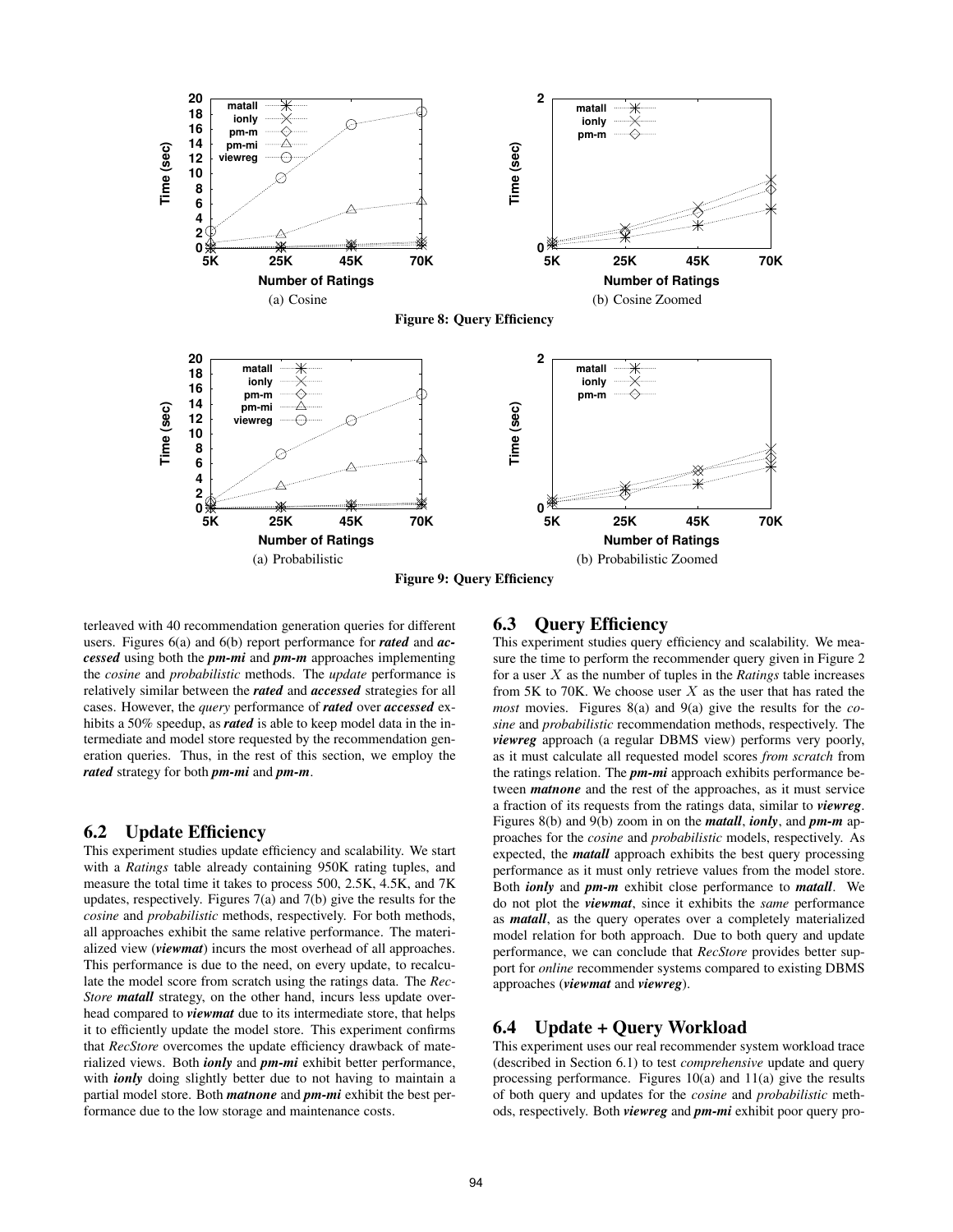20
18
16
14
12
10
8
6
4
2
0
Time (sec)
5K 25K 45K 70K
Number of Ratings
matall
ionly
pm-m
pm-mi
viewreg

(a) Cosine

2
0
Time (sec)
5K 25K 45K 70K
Number of Ratings
matall
ionly
pm-m

(b) Cosine Zoomed

**Figure 8: Query Efficiency**

20
18
16
14
12
10
8
6
4
2
0
Time (sec)
5K 25K 45K 70K
Number of Ratings
matall
ionly
pm-m
pm-mi
viewreg

(a) Probabilistic

2
0
Time (sec)
5K 25K 45K 70K
Number of Ratings
matall
ionly
pm-m

(b) Probabilistic Zoomed

**Figure 9: Query Efficiency**

terleaved with 40 recommendation generation queries for different users. Figures 6(a) and 6(b) report performance for ***rated*** and ***accessed*** using both the ***pm-mi*** and ***pm-m*** approaches implementing the *cosine* and *probabilistic* methods. The *update* performance is relatively similar between the ***rated*** and ***accessed*** strategies for all cases. However, the *query* performance of ***rated*** over ***accessed*** exhibits a 50% speedup, as ***rated*** is able to keep model data in the intermediate and model store requested by the recommendation generation queries. Thus, in the rest of this section, we employ the ***rated*** strategy for both ***pm-mi*** and ***pm-m***.

## 6.2 Update Efficiency

This experiment studies update efficiency and scalability. We start with a *Ratings* table already containing 950K rating tuples, and measure the total time it takes to process 500, 2.5K, 4.5K, and 7K updates, respectively. Figures 7(a) and 7(b) give the results for the *cosine* and *probabilistic* methods, respectively. For both methods, all approaches exhibit the same relative performance. The materialized view (***viewmat***) incurs the most overhead of all approaches. This performance is due to the need, on every update, to recalculate the model score from scratch using the ratings data. The *RecStore* ***matall*** strategy, on the other hand, incurs less update overhead compared to ***viewmat*** due to its intermediate store, that helps it to efficiently update the model store. This experiment confirms that *RecStore* overcomes the update efficiency drawback of materialized views. Both ***ionly*** and ***pm-mi*** exhibit better performance, with ***ionly*** doing slightly better due to not having to maintain a partial model store. Both ***matnone*** and ***pm-mi*** exhibit the best performance due to the low storage and maintenance costs.

## 6.3 Query Efficiency

This experiment studies query efficiency and scalability. We measure the time to perform the recommender query given in Figure 2 for a user $X$ as the number of tuples in the *Ratings* table increases from 5K to 70K. We choose user $X$ as the user that has rated the *most* movies. Figures 8(a) and 9(a) give the results for the *cosine* and *probabilistic* recommendation methods, respectively. The ***viewreg*** approach (a regular DBMS view) performs very poorly, as it must calculate all requested model scores *from scratch* from the ratings relation. The ***pm-mi*** approach exhibits performance between ***matnone*** and the rest of the approaches, as it must service a fraction of its requests from the ratings data, similar to ***viewreg***. Figures 8(b) and 9(b) zoom in on the ***matall***, ***ionly***, and ***pm-m*** approaches for the *cosine* and *probabilistic* models, respectively. As expected, the ***matall*** approach exhibits the best query processing performance as it must only retrieve values from the model store. Both ***ionly*** and ***pm-m*** exhibit close performance to ***matall***. We do not plot the ***viewmat***, since it exhibits the *same* performance as ***matall***, as the query operates over a completely materialized model relation for both approach. Due to both query and update performance, we can conclude that *RecStore* provides better support for *online* recommender systems compared to existing DBMS approaches (***viewmat*** and ***viewreg***).

## 6.4 Update + Query Workload

This experiment uses our real recommender system workload trace (described in Section 6.1) to test *comprehensive* update and query processing performance. Figures 10(a) and 11(a) give the results of both query and updates for the *cosine* and *probabilistic* methods, respectively. Both ***viewreg*** and ***pm-mi*** exhibit poor query pro-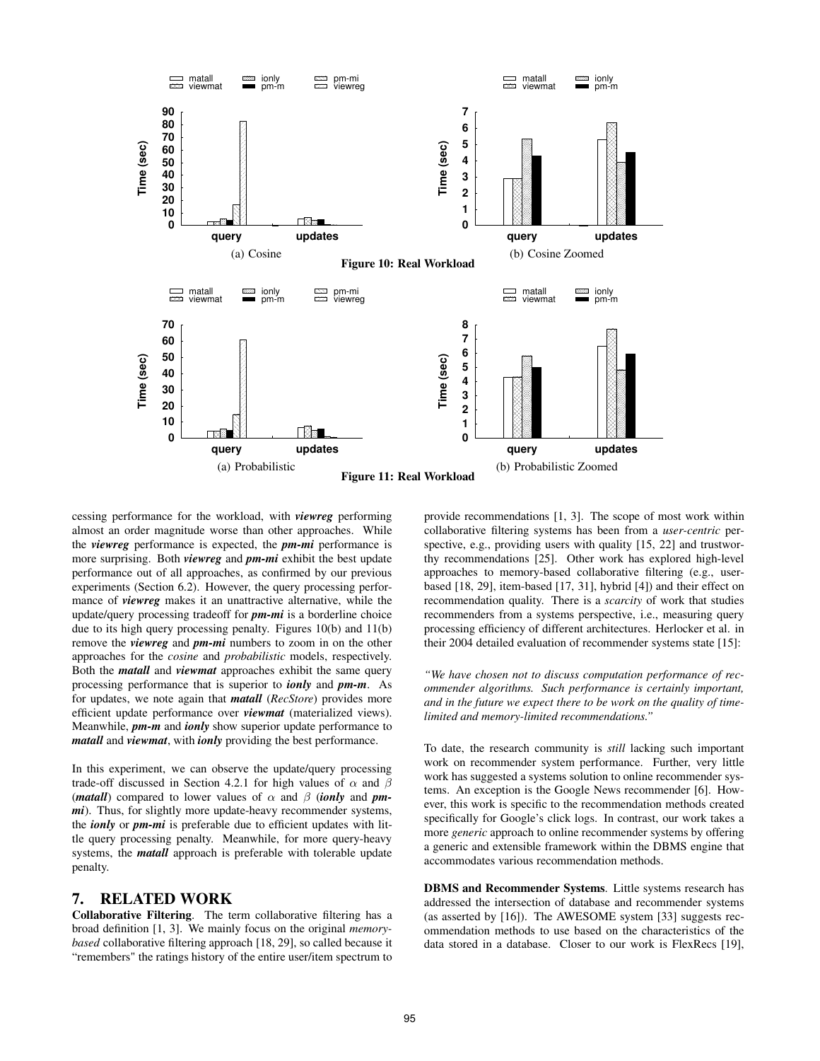(a) Cosine

(b) Cosine Zoomed

**Figure 10: Real Workload**

(a) Probabilistic

(b) Probabilistic Zoomed

**Figure 11: Real Workload**

cessing performance for the workload, with ***viewreg*** performing almost an order magnitude worse than other approaches. While the ***viewreg*** performance is expected, the ***pm-mi*** performance is more surprising. Both ***viewreg*** and ***pm-mi*** exhibit the best update performance out of all approaches, as confirmed by our previous experiments (Section 6.2). However, the query processing performance of ***viewreg*** makes it an unattractive alternative, while the update/query processing tradeoff for ***pm-mi*** is a borderline choice due to its high query processing penalty. Figures 10(b) and 11(b) remove the ***viewreg*** and ***pm-mi*** numbers to zoom in on the other approaches for the *cosine* and *probabilistic* models, respectively. Both the ***matall*** and ***viewmat*** approaches exhibit the same query processing performance that is superior to ***ionly*** and ***pm-m***. As for updates, we note again that ***matall*** (*RecStore*) provides more efficient update performance over ***viewmat*** (materialized views). Meanwhile, ***pm-m*** and ***ionly*** show superior update performance to ***matall*** and ***viewmat***, with ***ionly*** providing the best performance.

In this experiment, we can observe the update/query processing trade-off discussed in Section 4.2.1 for high values of $\alpha$ and $\beta$ (***matall***) compared to lower values of $\alpha$ and $\beta$ (***ionly*** and ***pm-mi***). Thus, for slightly more update-heavy recommender systems, the ***ionly*** or ***pm-mi*** is preferable due to efficient updates with little query processing penalty. Meanwhile, for more query-heavy systems, the ***matall*** approach is preferable with tolerable update penalty.

## 7. RELATED WORK

**Collaborative Filtering**. The term collaborative filtering has a broad definition [1, 3]. We mainly focus on the original *memory-based* collaborative filtering approach [18, 29], so called because it "remembers" the ratings history of the entire user/item spectrum to provide recommendations [1, 3]. The scope of most work within collaborative filtering systems has been from a *user-centric* perspective, e.g., providing users with quality [15, 22] and trustworthy recommendations [25]. Other work has explored high-level approaches to memory-based collaborative filtering (e.g., user-based [18, 29], item-based [17, 31], hybrid [4]) and their effect on recommendation quality. There is a *scarcity* of work that studies recommenders from a systems perspective, i.e., measuring query processing efficiency of different architectures. Herlocker et al. in their 2004 detailed evaluation of recommender systems state [15]:

*"We have chosen not to discuss computation performance of recommender algorithms. Such performance is certainly important, and in the future we expect there to be work on the quality of time-limited and memory-limited recommendations."*

To date, the research community is *still* lacking such important work on recommender system performance. Further, very little work has suggested a systems solution to online recommender systems. An exception is the Google News recommender [6]. However, this work is specific to the recommendation methods created specifically for Google's click logs. In contrast, our work takes a more *generic* approach to online recommender systems by offering a generic and extensible framework within the DBMS engine that accommodates various recommendation methods.

**DBMS and Recommender Systems**. Little systems research has addressed the intersection of database and recommender systems (as asserted by [16]). The AWESOME system [33] suggests recommendation methods to use based on the characteristics of the data stored in a database. Closer to our work is FlexRecs [19],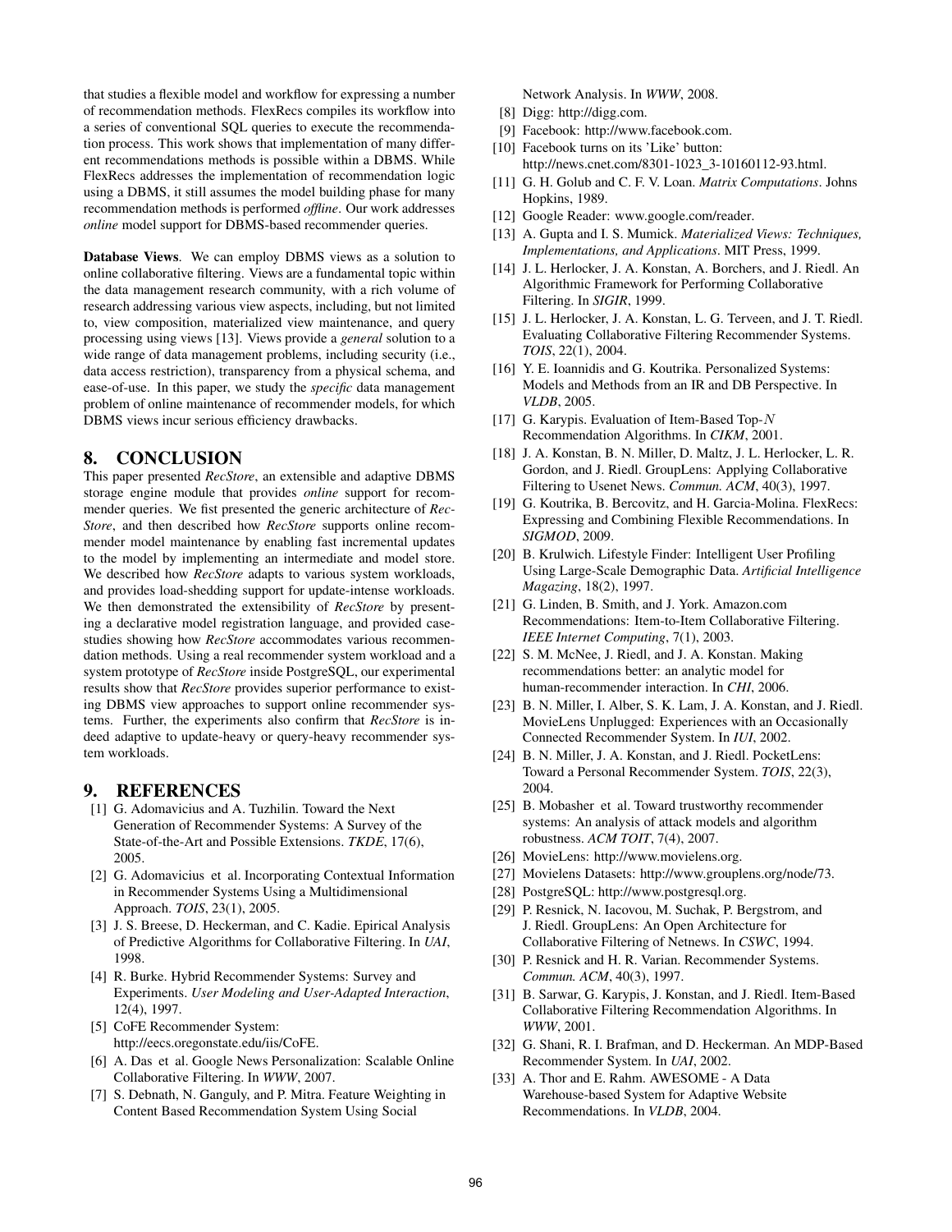that studies a flexible model and workflow for expressing a number of recommendation methods. FlexRecs compiles its workflow into a series of conventional SQL queries to execute the recommendation process. This work shows that implementation of many different recommendations methods is possible within a DBMS. While FlexRecs addresses the implementation of recommendation logic using a DBMS, it still assumes the model building phase for many recommendation methods is performed *offline*. Our work addresses *online* model support for DBMS-based recommender queries.

**Database Views**. We can employ DBMS views as a solution to online collaborative filtering. Views are a fundamental topic within the data management research community, with a rich volume of research addressing various view aspects, including, but not limited to, view composition, materialized view maintenance, and query processing using views [13]. Views provide a *general* solution to a wide range of data management problems, including security (i.e., data access restriction), transparency from a physical schema, and ease-of-use. In this paper, we study the *specific* data management problem of online maintenance of recommender models, for which DBMS views incur serious efficiency drawbacks.

## 8. CONCLUSION

This paper presented *RecStore*, an extensible and adaptive DBMS storage engine module that provides *online* support for recommender queries. We fist presented the generic architecture of *RecStore*, and then described how *RecStore* supports online recommender model maintenance by enabling fast incremental updates to the model by implementing an intermediate and model store. We described how *RecStore* adapts to various system workloads, and provides load-shedding support for update-intense workloads. We then demonstrated the extensibility of *RecStore* by presenting a declarative model registration language, and provided case-studies showing how *RecStore* accommodates various recommendation methods. Using a real recommender system workload and a system prototype of *RecStore* inside PostgreSQL, our experimental results show that *RecStore* provides superior performance to existing DBMS view approaches to support online recommender systems. Further, the experiments also confirm that *RecStore* is indeed adaptive to update-heavy or query-heavy recommender system workloads.

## 9. REFERENCES

[1] G. Adomavicius and A. Tuzhilin. Toward the Next Generation of Recommender Systems: A Survey of the State-of-the-Art and Possible Extensions. *TKDE*, 17(6), 2005.

[2] G. Adomavicius et al. Incorporating Contextual Information in Recommender Systems Using a Multidimensional Approach. *TOIS*, 23(1), 2005.

[3] J. S. Breese, D. Heckerman, and C. Kadie. Epirical Analysis of Predictive Algorithms for Collaborative Filtering. In *UAI*, 1998.

[4] R. Burke. Hybrid Recommender Systems: Survey and Experiments. *User Modeling and User-Adapted Interaction*, 12(4), 1997.

[5] CoFE Recommender System: http://eecs.oregonstate.edu/iis/CoFE.

[6] A. Das et al. Google News Personalization: Scalable Online Collaborative Filtering. In *WWW*, 2007.

[7] S. Debnath, N. Ganguly, and P. Mitra. Feature Weighting in Content Based Recommendation System Using Social Network Analysis. In *WWW*, 2008.

[8] Digg: http://digg.com.

[9] Facebook: http://www.facebook.com.

[10] Facebook turns on its 'Like' button: http://news.cnet.com/8301-1023_3-10160112-93.html.

[11] G. H. Golub and C. F. V. Loan. *Matrix Computations*. Johns Hopkins, 1989.

[12] Google Reader: www.google.com/reader.

[13] A. Gupta and I. S. Mumick. *Materialized Views: Techniques, Implementations, and Applications*. MIT Press, 1999.

[14] J. L. Herlocker, J. A. Konstan, A. Borchers, and J. Riedl. An Algorithmic Framework for Performing Collaborative Filtering. In *SIGIR*, 1999.

[15] J. L. Herlocker, J. A. Konstan, L. G. Terveen, and J. T. Riedl. Evaluating Collaborative Filtering Recommender Systems. *TOIS*, 22(1), 2004.

[16] Y. E. Ioannidis and G. Koutrika. Personalized Systems: Models and Methods from an IR and DB Perspective. In *VLDB*, 2005.

[17] G. Karypis. Evaluation of Item-Based Top-$N$ Recommendation Algorithms. In *CIKM*, 2001.

[18] J. A. Konstan, B. N. Miller, D. Maltz, J. L. Herlocker, L. R. Gordon, and J. Riedl. GroupLens: Applying Collaborative Filtering to Usenet News. *Commun. ACM*, 40(3), 1997.

[19] G. Koutrika, B. Bercovitz, and H. Garcia-Molina. FlexRecs: Expressing and Combining Flexible Recommendations. In *SIGMOD*, 2009.

[20] B. Krulwich. Lifestyle Finder: Intelligent User Profiling Using Large-Scale Demographic Data. *Artificial Intelligence Magazing*, 18(2), 1997.

[21] G. Linden, B. Smith, and J. York. Amazon.com Recommendations: Item-to-Item Collaborative Filtering. *IEEE Internet Computing*, 7(1), 2003.

[22] S. M. McNee, J. Riedl, and J. A. Konstan. Making recommendations better: an analytic model for human-recommender interaction. In *CHI*, 2006.

[23] B. N. Miller, I. Alber, S. K. Lam, J. A. Konstan, and J. Riedl. MovieLens Unplugged: Experiences with an Occasionally Connected Recommender System. In *IUI*, 2002.

[24] B. N. Miller, J. A. Konstan, and J. Riedl. PocketLens: Toward a Personal Recommender System. *TOIS*, 22(3), 2004.

[25] B. Mobasher et al. Toward trustworthy recommender systems: An analysis of attack models and algorithm robustness. *ACM TOIT*, 7(4), 2007.

[26] MovieLens: http://www.movielens.org.

[27] Movielens Datasets: http://www.grouplens.org/node/73.

[28] PostgreSQL: http://www.postgresql.org.

[29] P. Resnick, N. Iacovou, M. Suchak, P. Bergstrom, and J. Riedl. GroupLens: An Open Architecture for Collaborative Filtering of Netnews. In *CSWC*, 1994.

[30] P. Resnick and H. R. Varian. Recommender Systems. *Commun. ACM*, 40(3), 1997.

[31] B. Sarwar, G. Karypis, J. Konstan, and J. Riedl. Item-Based Collaborative Filtering Recommendation Algorithms. In *WWW*, 2001.

[32] G. Shani, R. I. Brafman, and D. Heckerman. An MDP-Based Recommender System. In *UAI*, 2002.

[33] A. Thor and E. Rahm. AWESOME - A Data Warehouse-based System for Adaptive Website Recommendations. In *VLDB*, 2004.